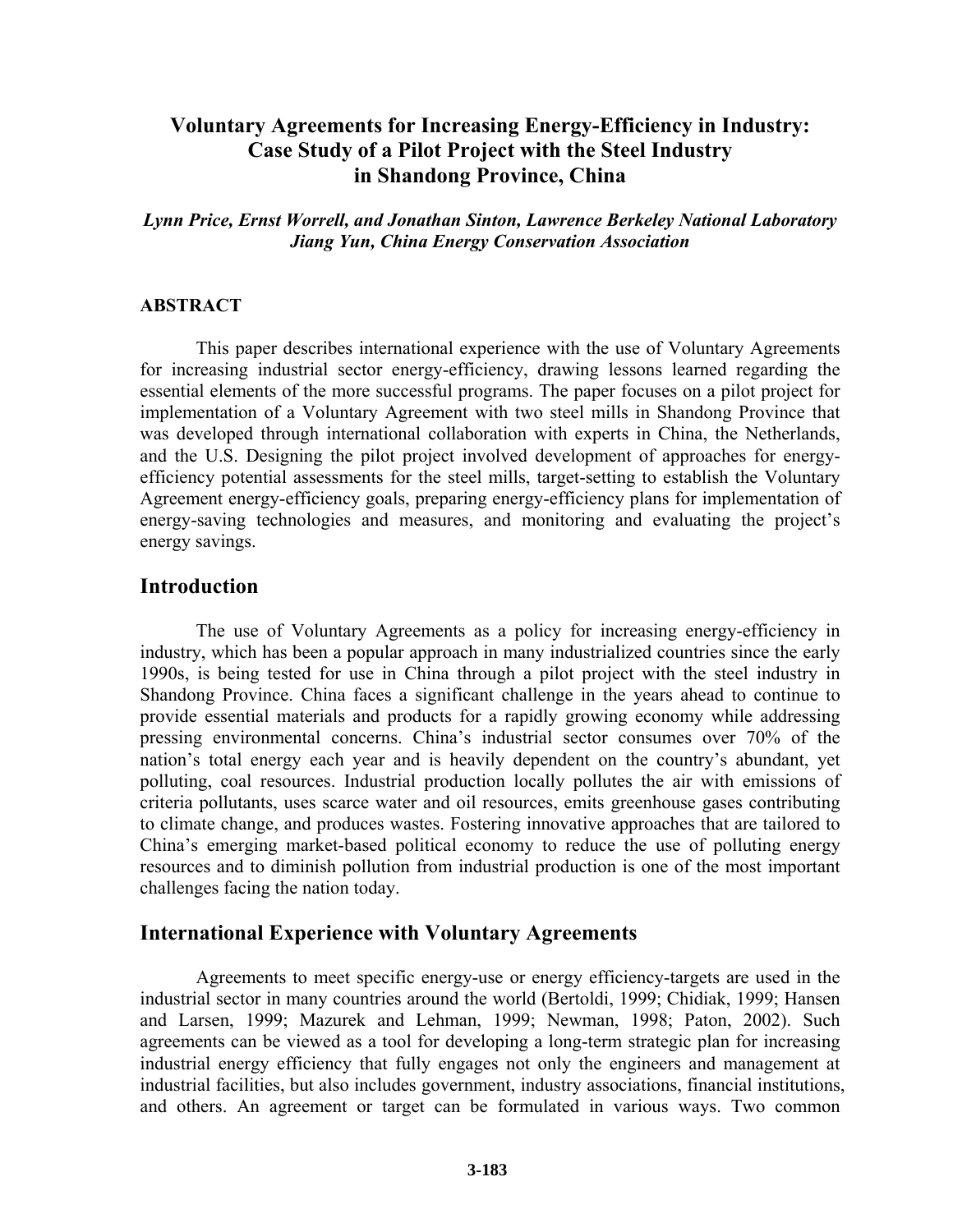# Voluntary Agreements for Increasing Energy-Efficiency in Industry: Case Study of a Pilot Project with the Steel Industry in Shandong Province, China

*Lynn Price, Ernst Worrell, and Jonathan Sinton, Lawrence Berkeley National Laboratory*
*Jiang Yun, China Energy Conservation Association*

### ABSTRACT

This paper describes international experience with the use of Voluntary Agreements for increasing industrial sector energy-efficiency, drawing lessons learned regarding the essential elements of the more successful programs. The paper focuses on a pilot project for implementation of a Voluntary Agreement with two steel mills in Shandong Province that was developed through international collaboration with experts in China, the Netherlands, and the U.S. Designing the pilot project involved development of approaches for energy-efficiency potential assessments for the steel mills, target-setting to establish the Voluntary Agreement energy-efficiency goals, preparing energy-efficiency plans for implementation of energy-saving technologies and measures, and monitoring and evaluating the project's energy savings.

## Introduction

The use of Voluntary Agreements as a policy for increasing energy-efficiency in industry, which has been a popular approach in many industrialized countries since the early 1990s, is being tested for use in China through a pilot project with the steel industry in Shandong Province. China faces a significant challenge in the years ahead to continue to provide essential materials and products for a rapidly growing economy while addressing pressing environmental concerns. China's industrial sector consumes over 70% of the nation's total energy each year and is heavily dependent on the country's abundant, yet polluting, coal resources. Industrial production locally pollutes the air with emissions of criteria pollutants, uses scarce water and oil resources, emits greenhouse gases contributing to climate change, and produces wastes. Fostering innovative approaches that are tailored to China's emerging market-based political economy to reduce the use of polluting energy resources and to diminish pollution from industrial production is one of the most important challenges facing the nation today.

## International Experience with Voluntary Agreements

Agreements to meet specific energy-use or energy efficiency-targets are used in the industrial sector in many countries around the world (Bertoldi, 1999; Chidiak, 1999; Hansen and Larsen, 1999; Mazurek and Lehman, 1999; Newman, 1998; Paton, 2002). Such agreements can be viewed as a tool for developing a long-term strategic plan for increasing industrial energy efficiency that fully engages not only the engineers and management at industrial facilities, but also includes government, industry associations, financial institutions, and others. An agreement or target can be formulated in various ways. Two common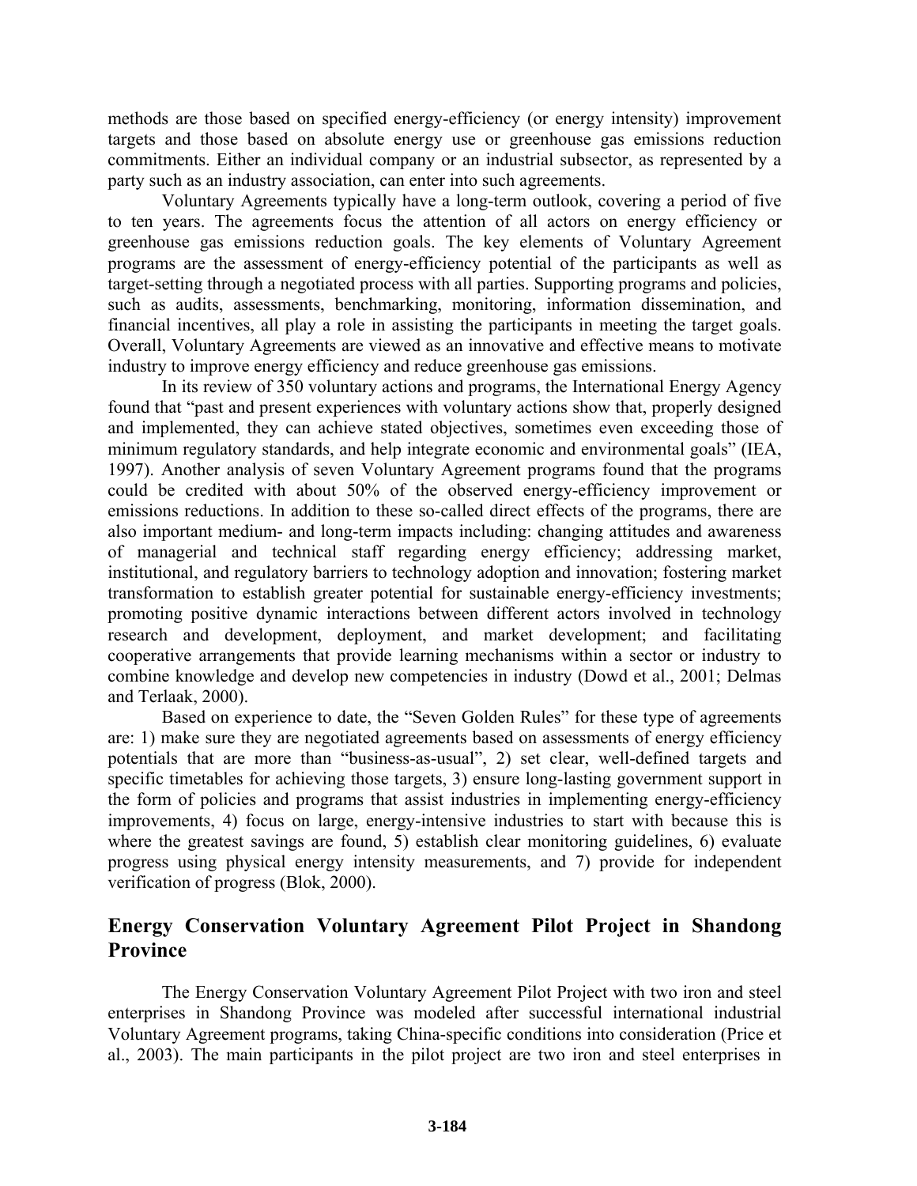methods are those based on specified energy-efficiency (or energy intensity) improvement targets and those based on absolute energy use or greenhouse gas emissions reduction commitments. Either an individual company or an industrial subsector, as represented by a party such as an industry association, can enter into such agreements.

Voluntary Agreements typically have a long-term outlook, covering a period of five to ten years. The agreements focus the attention of all actors on energy efficiency or greenhouse gas emissions reduction goals. The key elements of Voluntary Agreement programs are the assessment of energy-efficiency potential of the participants as well as target-setting through a negotiated process with all parties. Supporting programs and policies, such as audits, assessments, benchmarking, monitoring, information dissemination, and financial incentives, all play a role in assisting the participants in meeting the target goals. Overall, Voluntary Agreements are viewed as an innovative and effective means to motivate industry to improve energy efficiency and reduce greenhouse gas emissions.

In its review of 350 voluntary actions and programs, the International Energy Agency found that "past and present experiences with voluntary actions show that, properly designed and implemented, they can achieve stated objectives, sometimes even exceeding those of minimum regulatory standards, and help integrate economic and environmental goals" (IEA, 1997). Another analysis of seven Voluntary Agreement programs found that the programs could be credited with about 50% of the observed energy-efficiency improvement or emissions reductions. In addition to these so-called direct effects of the programs, there are also important medium- and long-term impacts including: changing attitudes and awareness of managerial and technical staff regarding energy efficiency; addressing market, institutional, and regulatory barriers to technology adoption and innovation; fostering market transformation to establish greater potential for sustainable energy-efficiency investments; promoting positive dynamic interactions between different actors involved in technology research and development, deployment, and market development; and facilitating cooperative arrangements that provide learning mechanisms within a sector or industry to combine knowledge and develop new competencies in industry (Dowd et al., 2001; Delmas and Terlaak, 2000).

Based on experience to date, the "Seven Golden Rules" for these type of agreements are: 1) make sure they are negotiated agreements based on assessments of energy efficiency potentials that are more than "business-as-usual", 2) set clear, well-defined targets and specific timetables for achieving those targets, 3) ensure long-lasting government support in the form of policies and programs that assist industries in implementing energy-efficiency improvements, 4) focus on large, energy-intensive industries to start with because this is where the greatest savings are found, 5) establish clear monitoring guidelines, 6) evaluate progress using physical energy intensity measurements, and 7) provide for independent verification of progress (Blok, 2000).

## Energy Conservation Voluntary Agreement Pilot Project in Shandong Province

The Energy Conservation Voluntary Agreement Pilot Project with two iron and steel enterprises in Shandong Province was modeled after successful international industrial Voluntary Agreement programs, taking China-specific conditions into consideration (Price et al., 2003). The main participants in the pilot project are two iron and steel enterprises in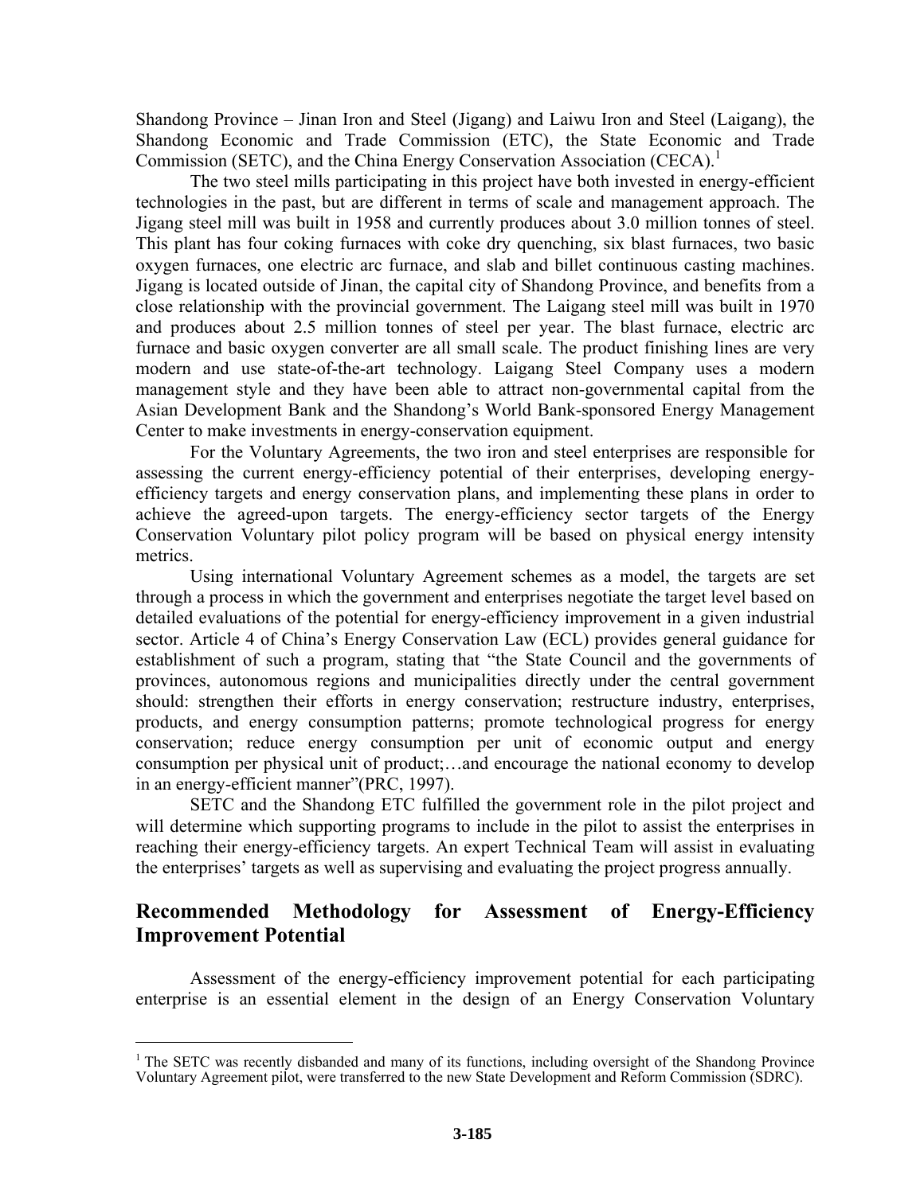Shandong Province – Jinan Iron and Steel (Jigang) and Laiwu Iron and Steel (Laigang), the Shandong Economic and Trade Commission (ETC), the State Economic and Trade Commission (SETC), and the China Energy Conservation Association (CECA).[1]

The two steel mills participating in this project have both invested in energy-efficient technologies in the past, but are different in terms of scale and management approach. The Jigang steel mill was built in 1958 and currently produces about 3.0 million tonnes of steel. This plant has four coking furnaces with coke dry quenching, six blast furnaces, two basic oxygen furnaces, one electric arc furnace, and slab and billet continuous casting machines. Jigang is located outside of Jinan, the capital city of Shandong Province, and benefits from a close relationship with the provincial government. The Laigang steel mill was built in 1970 and produces about 2.5 million tonnes of steel per year. The blast furnace, electric arc furnace and basic oxygen converter are all small scale. The product finishing lines are very modern and use state-of-the-art technology. Laigang Steel Company uses a modern management style and they have been able to attract non-governmental capital from the Asian Development Bank and the Shandong's World Bank-sponsored Energy Management Center to make investments in energy-conservation equipment.

For the Voluntary Agreements, the two iron and steel enterprises are responsible for assessing the current energy-efficiency potential of their enterprises, developing energy-efficiency targets and energy conservation plans, and implementing these plans in order to achieve the agreed-upon targets. The energy-efficiency sector targets of the Energy Conservation Voluntary pilot policy program will be based on physical energy intensity metrics.

Using international Voluntary Agreement schemes as a model, the targets are set through a process in which the government and enterprises negotiate the target level based on detailed evaluations of the potential for energy-efficiency improvement in a given industrial sector. Article 4 of China's Energy Conservation Law (ECL) provides general guidance for establishment of such a program, stating that "the State Council and the governments of provinces, autonomous regions and municipalities directly under the central government should: strengthen their efforts in energy conservation; restructure industry, enterprises, products, and energy consumption patterns; promote technological progress for energy conservation; reduce energy consumption per unit of economic output and energy consumption per physical unit of product;…and encourage the national economy to develop in an energy-efficient manner"(PRC, 1997).

SETC and the Shandong ETC fulfilled the government role in the pilot project and will determine which supporting programs to include in the pilot to assist the enterprises in reaching their energy-efficiency targets. An expert Technical Team will assist in evaluating the enterprises' targets as well as supervising and evaluating the project progress annually.

## Recommended Methodology for Assessment of Energy-Efficiency Improvement Potential

Assessment of the energy-efficiency improvement potential for each participating enterprise is an essential element in the design of an Energy Conservation Voluntary

---

[1] The SETC was recently disbanded and many of its functions, including oversight of the Shandong Province Voluntary Agreement pilot, were transferred to the new State Development and Reform Commission (SDRC).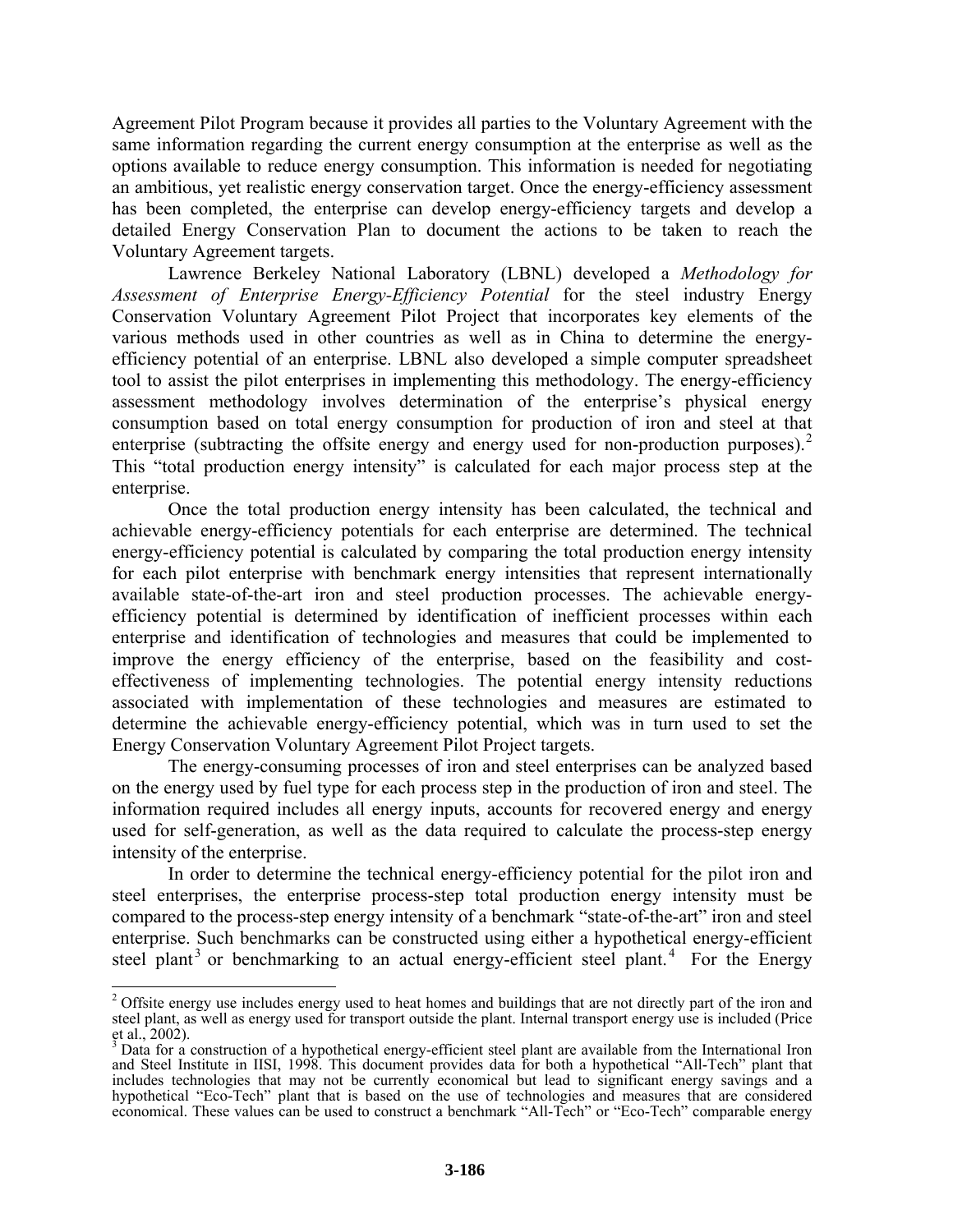Agreement Pilot Program because it provides all parties to the Voluntary Agreement with the same information regarding the current energy consumption at the enterprise as well as the options available to reduce energy consumption. This information is needed for negotiating an ambitious, yet realistic energy conservation target. Once the energy-efficiency assessment has been completed, the enterprise can develop energy-efficiency targets and develop a detailed Energy Conservation Plan to document the actions to be taken to reach the Voluntary Agreement targets.

Lawrence Berkeley National Laboratory (LBNL) developed a *Methodology for Assessment of Enterprise Energy-Efficiency Potential* for the steel industry Energy Conservation Voluntary Agreement Pilot Project that incorporates key elements of the various methods used in other countries as well as in China to determine the energy-efficiency potential of an enterprise. LBNL also developed a simple computer spreadsheet tool to assist the pilot enterprises in implementing this methodology. The energy-efficiency assessment methodology involves determination of the enterprise's physical energy consumption based on total energy consumption for production of iron and steel at that enterprise (subtracting the offsite energy and energy used for non-production purposes).[2] This "total production energy intensity" is calculated for each major process step at the enterprise.

Once the total production energy intensity has been calculated, the technical and achievable energy-efficiency potentials for each enterprise are determined. The technical energy-efficiency potential is calculated by comparing the total production energy intensity for each pilot enterprise with benchmark energy intensities that represent internationally available state-of-the-art iron and steel production processes. The achievable energy-efficiency potential is determined by identification of inefficient processes within each enterprise and identification of technologies and measures that could be implemented to improve the energy efficiency of the enterprise, based on the feasibility and cost-effectiveness of implementing technologies. The potential energy intensity reductions associated with implementation of these technologies and measures are estimated to determine the achievable energy-efficiency potential, which was in turn used to set the Energy Conservation Voluntary Agreement Pilot Project targets.

The energy-consuming processes of iron and steel enterprises can be analyzed based on the energy used by fuel type for each process step in the production of iron and steel. The information required includes all energy inputs, accounts for recovered energy and energy used for self-generation, as well as the data required to calculate the process-step energy intensity of the enterprise.

In order to determine the technical energy-efficiency potential for the pilot iron and steel enterprises, the enterprise process-step total production energy intensity must be compared to the process-step energy intensity of a benchmark "state-of-the-art" iron and steel enterprise. Such benchmarks can be constructed using either a hypothetical energy-efficient steel plant[3] or benchmarking to an actual energy-efficient steel plant.[4] For the Energy

---

[2] Offsite energy use includes energy used to heat homes and buildings that are not directly part of the iron and steel plant, as well as energy used for transport outside the plant. Internal transport energy use is included (Price et al., 2002).

[3] Data for a construction of a hypothetical energy-efficient steel plant are available from the International Iron and Steel Institute in IISI, 1998. This document provides data for both a hypothetical "All-Tech" plant that includes technologies that may not be currently economical but lead to significant energy savings and a hypothetical "Eco-Tech" plant that is based on the use of technologies and measures that are considered economical. These values can be used to construct a benchmark "All-Tech" or "Eco-Tech" comparable energy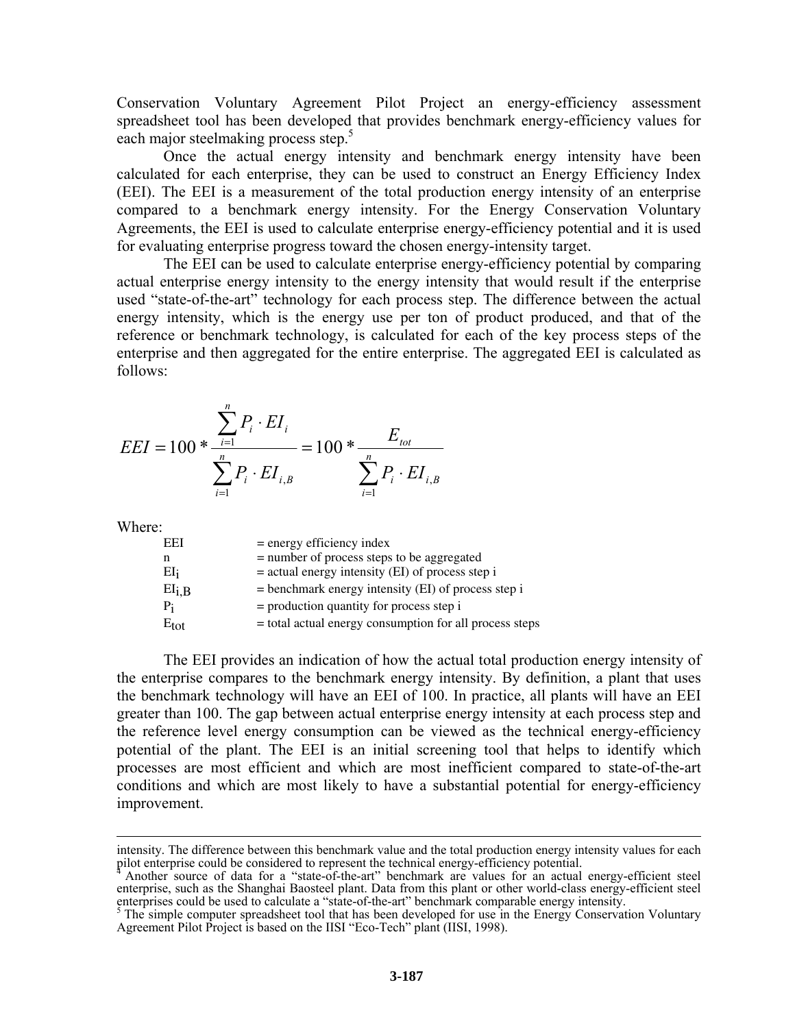Conservation Voluntary Agreement Pilot Project an energy-efficiency assessment spreadsheet tool has been developed that provides benchmark energy-efficiency values for each major steelmaking process step.[5]

Once the actual energy intensity and benchmark energy intensity have been calculated for each enterprise, they can be used to construct an Energy Efficiency Index (EEI). The EEI is a measurement of the total production energy intensity of an enterprise compared to a benchmark energy intensity. For the Energy Conservation Voluntary Agreements, the EEI is used to calculate enterprise energy-efficiency potential and it is used for evaluating enterprise progress toward the chosen energy-intensity target.

The EEI can be used to calculate enterprise energy-efficiency potential by comparing actual enterprise energy intensity to the energy intensity that would result if the enterprise used "state-of-the-art" technology for each process step. The difference between the actual energy intensity, which is the energy use per ton of product produced, and that of the reference or benchmark technology, is calculated for each of the key process steps of the enterprise and then aggregated for the entire enterprise. The aggregated EEI is calculated as follows:

$$EEI = 100 * \frac{\sum_{i=1}^{n} P_i \cdot EI_i}{\sum_{i=1}^{n} P_i \cdot EI_{i,B}} = 100 * \frac{E_{tot}}{\sum_{i=1}^{n} P_i \cdot EI_{i,B}}$$

Where:

| | |
|---|---|
| EEI | = energy efficiency index |
| n | = number of process steps to be aggregated |
| $EI_i$ | = actual energy intensity (EI) of process step i |
| $EI_{i,B}$ | = benchmark energy intensity (EI) of process step i |
| $P_i$ | = production quantity for process step i |
| $E_{tot}$ | = total actual energy consumption for all process steps |

The EEI provides an indication of how the actual total production energy intensity of the enterprise compares to the benchmark energy intensity. By definition, a plant that uses the benchmark technology will have an EEI of 100. In practice, all plants will have an EEI greater than 100. The gap between actual enterprise energy intensity at each process step and the reference level energy consumption can be viewed as the technical energy-efficiency potential of the plant. The EEI is an initial screening tool that helps to identify which processes are most efficient and which are most inefficient compared to state-of-the-art conditions and which are most likely to have a substantial potential for energy-efficiency improvement.

---

intensity. The difference between this benchmark value and the total production energy intensity values for each pilot enterprise could be considered to represent the technical energy-efficiency potential.

[4] Another source of data for a "state-of-the-art" benchmark are values for an actual energy-efficient steel enterprise, such as the Shanghai Baosteel plant. Data from this plant or other world-class energy-efficient steel enterprises could be used to calculate a "state-of-the-art" benchmark comparable energy intensity.

[5] The simple computer spreadsheet tool that has been developed for use in the Energy Conservation Voluntary Agreement Pilot Project is based on the IISI "Eco-Tech" plant (IISI, 1998).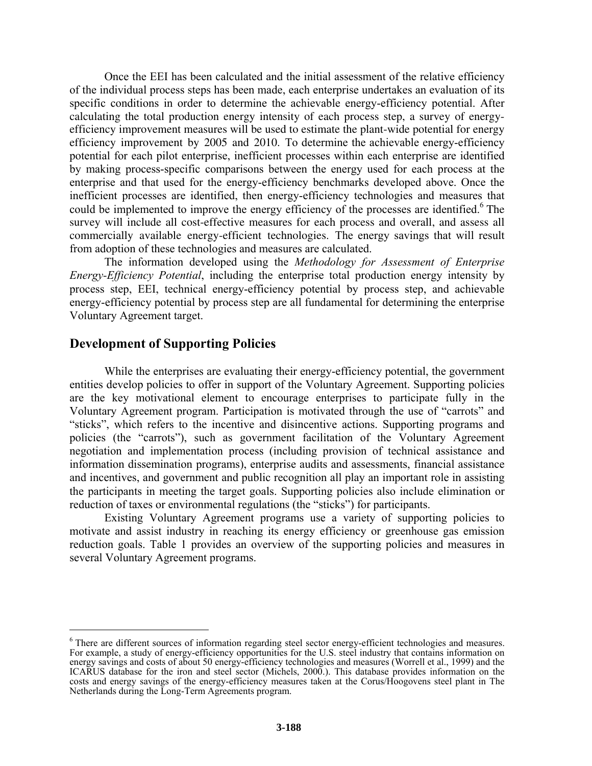Once the EEI has been calculated and the initial assessment of the relative efficiency of the individual process steps has been made, each enterprise undertakes an evaluation of its specific conditions in order to determine the achievable energy-efficiency potential. After calculating the total production energy intensity of each process step, a survey of energy-efficiency improvement measures will be used to estimate the plant-wide potential for energy efficiency improvement by 2005 and 2010. To determine the achievable energy-efficiency potential for each pilot enterprise, inefficient processes within each enterprise are identified by making process-specific comparisons between the energy used for each process at the enterprise and that used for the energy-efficiency benchmarks developed above. Once the inefficient processes are identified, then energy-efficiency technologies and measures that could be implemented to improve the energy efficiency of the processes are identified.[6] The survey will include all cost-effective measures for each process and overall, and assess all commercially available energy-efficient technologies. The energy savings that will result from adoption of these technologies and measures are calculated.

The information developed using the *Methodology for Assessment of Enterprise Energy-Efficiency Potential*, including the enterprise total production energy intensity by process step, EEI, technical energy-efficiency potential by process step, and achievable energy-efficiency potential by process step are all fundamental for determining the enterprise Voluntary Agreement target.

## Development of Supporting Policies

While the enterprises are evaluating their energy-efficiency potential, the government entities develop policies to offer in support of the Voluntary Agreement. Supporting policies are the key motivational element to encourage enterprises to participate fully in the Voluntary Agreement program. Participation is motivated through the use of "carrots" and "sticks", which refers to the incentive and disincentive actions. Supporting programs and policies (the "carrots"), such as government facilitation of the Voluntary Agreement negotiation and implementation process (including provision of technical assistance and information dissemination programs), enterprise audits and assessments, financial assistance and incentives, and government and public recognition all play an important role in assisting the participants in meeting the target goals. Supporting policies also include elimination or reduction of taxes or environmental regulations (the "sticks") for participants.

Existing Voluntary Agreement programs use a variety of supporting policies to motivate and assist industry in reaching its energy efficiency or greenhouse gas emission reduction goals. Table 1 provides an overview of the supporting policies and measures in several Voluntary Agreement programs.

---

[6] There are different sources of information regarding steel sector energy-efficient technologies and measures. For example, a study of energy-efficiency opportunities for the U.S. steel industry that contains information on energy savings and costs of about 50 energy-efficiency technologies and measures (Worrell et al., 1999) and the ICARUS database for the iron and steel sector (Michels, 2000.). This database provides information on the costs and energy savings of the energy-efficiency measures taken at the Corus/Hoogovens steel plant in The Netherlands during the Long-Term Agreements program.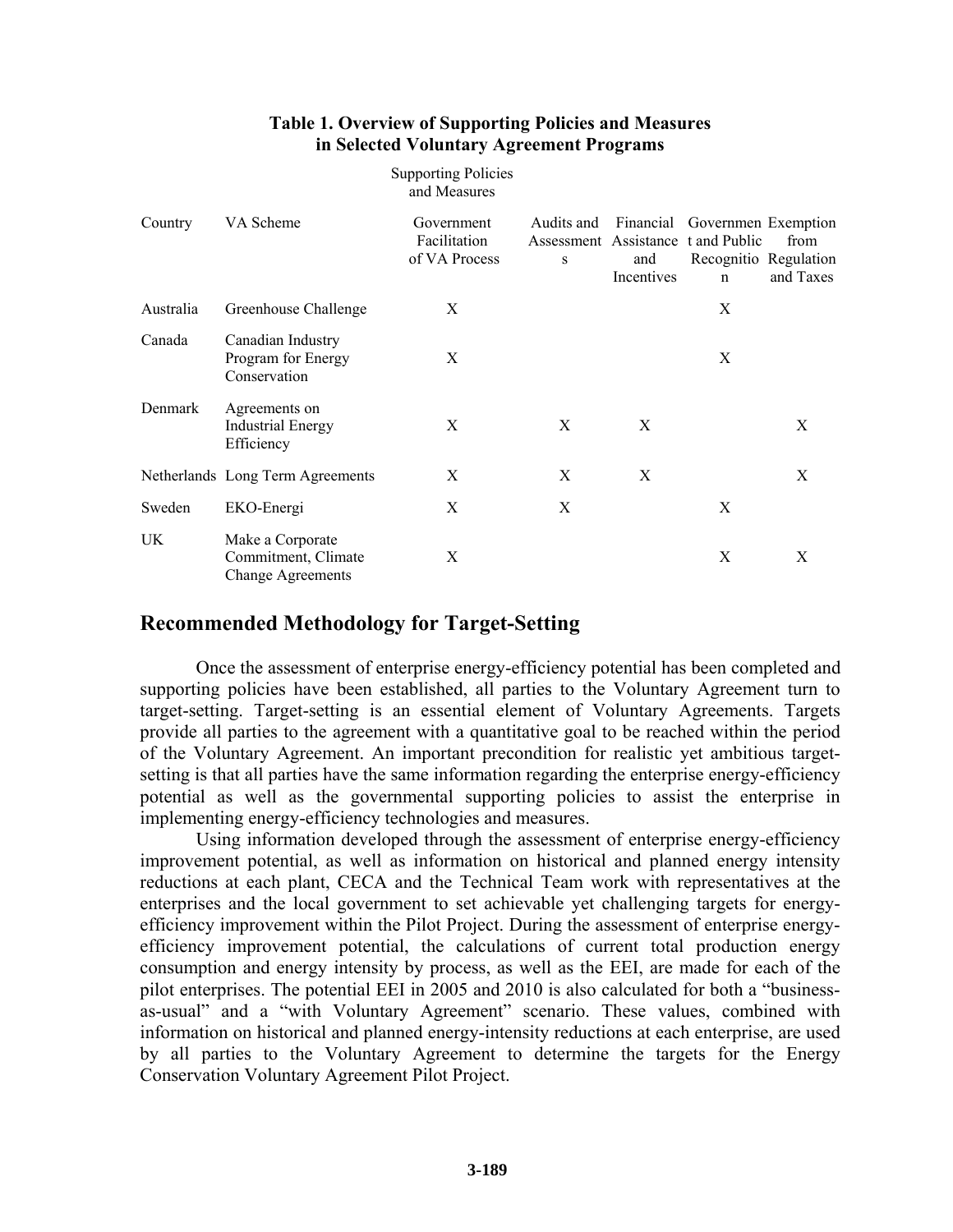**Table 1. Overview of Supporting Policies and Measures in Selected Voluntary Agreement Programs**

| | | Supporting Policies and Measures | | | | |
|---|---|---|---|---|---|---|
| Country | VA Scheme | Government Facilitation of VA Process | Audits and Assessments | Financial Assistance and Incentives | Government and Public Recognition | Exemption from Regulation and Taxes |
| Australia | Greenhouse Challenge | X | | | X | |
| Canada | Canadian Industry Program for Energy Conservation | X | | | X | |
| Denmark | Agreements on Industrial Energy Efficiency | X | X | X | | X |
| Netherlands | Long Term Agreements | X | X | X | | X |
| Sweden | EKO-Energi | X | X | | X | |
| UK | Make a Corporate Commitment, Climate Change Agreements | X | | | X | X |

## Recommended Methodology for Target-Setting

Once the assessment of enterprise energy-efficiency potential has been completed and supporting policies have been established, all parties to the Voluntary Agreement turn to target-setting. Target-setting is an essential element of Voluntary Agreements. Targets provide all parties to the agreement with a quantitative goal to be reached within the period of the Voluntary Agreement. An important precondition for realistic yet ambitious target-setting is that all parties have the same information regarding the enterprise energy-efficiency potential as well as the governmental supporting policies to assist the enterprise in implementing energy-efficiency technologies and measures.

Using information developed through the assessment of enterprise energy-efficiency improvement potential, as well as information on historical and planned energy intensity reductions at each plant, CECA and the Technical Team work with representatives at the enterprises and the local government to set achievable yet challenging targets for energy-efficiency improvement within the Pilot Project. During the assessment of enterprise energy-efficiency improvement potential, the calculations of current total production energy consumption and energy intensity by process, as well as the EEI, are made for each of the pilot enterprises. The potential EEI in 2005 and 2010 is also calculated for both a "business-as-usual" and a "with Voluntary Agreement" scenario. These values, combined with information on historical and planned energy-intensity reductions at each enterprise, are used by all parties to the Voluntary Agreement to determine the targets for the Energy Conservation Voluntary Agreement Pilot Project.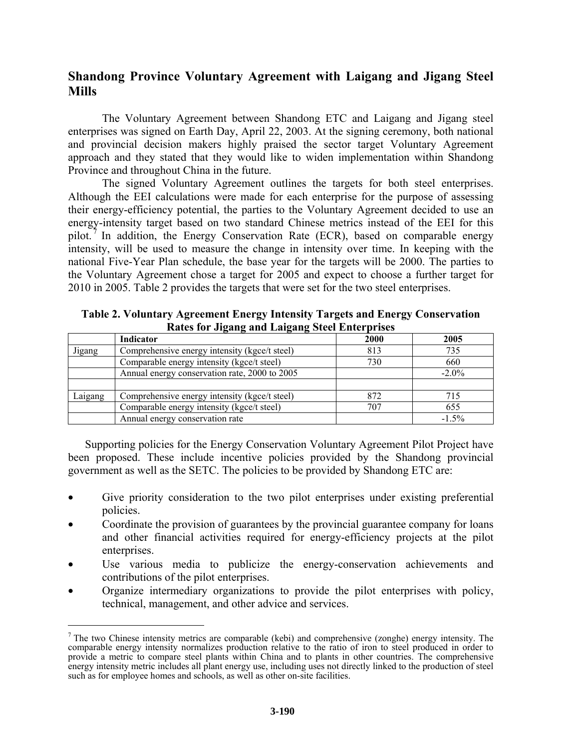## Shandong Province Voluntary Agreement with Laigang and Jigang Steel Mills

The Voluntary Agreement between Shandong ETC and Laigang and Jigang steel enterprises was signed on Earth Day, April 22, 2003. At the signing ceremony, both national and provincial decision makers highly praised the sector target Voluntary Agreement approach and they stated that they would like to widen implementation within Shandong Province and throughout China in the future.

The signed Voluntary Agreement outlines the targets for both steel enterprises. Although the EEI calculations were made for each enterprise for the purpose of assessing their energy-efficiency potential, the parties to the Voluntary Agreement decided to use an energy-intensity target based on two standard Chinese metrics instead of the EEI for this pilot.[7] In addition, the Energy Conservation Rate (ECR), based on comparable energy intensity, will be used to measure the change in intensity over time. In keeping with the national Five-Year Plan schedule, the base year for the targets will be 2000. The parties to the Voluntary Agreement chose a target for 2005 and expect to choose a further target for 2010 in 2005. Table 2 provides the targets that were set for the two steel enterprises.

**Table 2. Voluntary Agreement Energy Intensity Targets and Energy Conservation Rates for Jigang and Laigang Steel Enterprises**

| | Indicator | 2000 | 2005 |
|---|---|---|---|
| Jigang | Comprehensive energy intensity (kgce/t steel) | 813 | 735 |
| | Comparable energy intensity (kgce/t steel) | 730 | 660 |
| | Annual energy conservation rate, 2000 to 2005 | | -2.0% |
| | | | |
| Laigang | Comprehensive energy intensity (kgce/t steel) | 872 | 715 |
| | Comparable energy intensity (kgce/t steel) | 707 | 655 |
| | Annual energy conservation rate | | -1.5% |

Supporting policies for the Energy Conservation Voluntary Agreement Pilot Project have been proposed. These include incentive policies provided by the Shandong provincial government as well as the SETC. The policies to be provided by Shandong ETC are:

- Give priority consideration to the two pilot enterprises under existing preferential policies.
- Coordinate the provision of guarantees by the provincial guarantee company for loans and other financial activities required for energy-efficiency projects at the pilot enterprises.
- Use various media to publicize the energy-conservation achievements and contributions of the pilot enterprises.
- Organize intermediary organizations to provide the pilot enterprises with policy, technical, management, and other advice and services.

[7] The two Chinese intensity metrics are comparable (kebi) and comprehensive (zonghe) energy intensity. The comparable energy intensity normalizes production relative to the ratio of iron to steel produced in order to provide a metric to compare steel plants within China and to plants in other countries. The comprehensive energy intensity metric includes all plant energy use, including uses not directly linked to the production of steel such as for employee homes and schools, as well as other on-site facilities.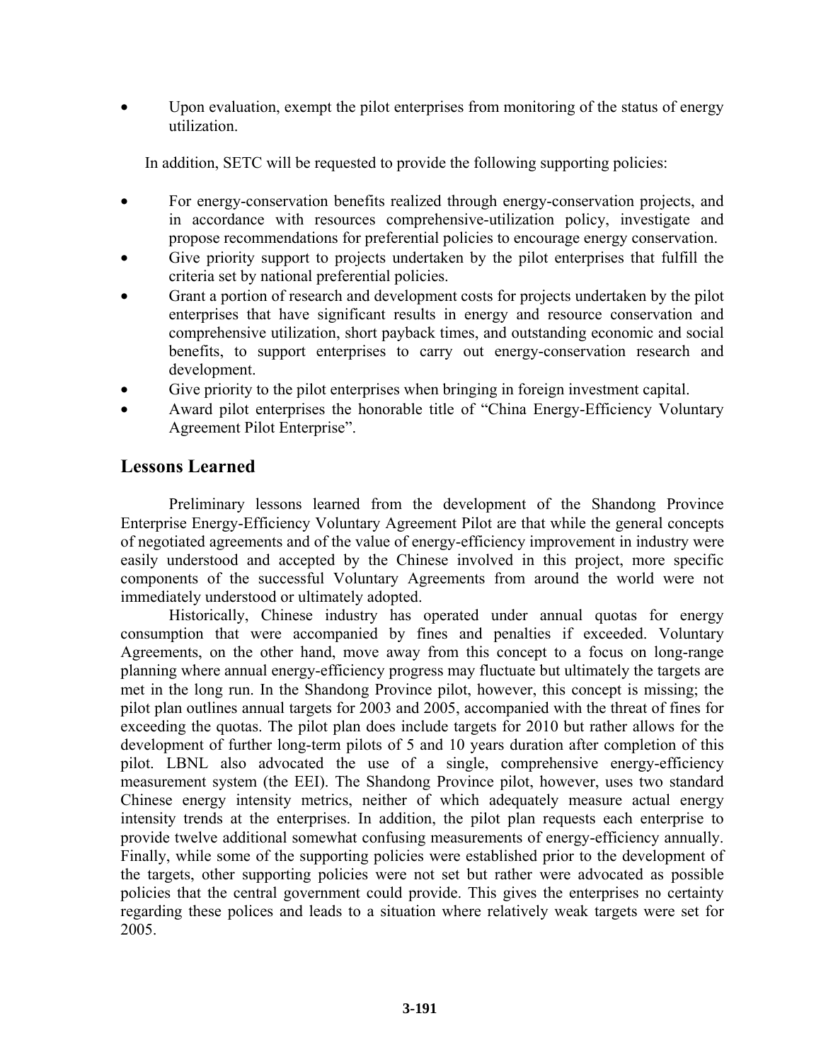- Upon evaluation, exempt the pilot enterprises from monitoring of the status of energy utilization.

In addition, SETC will be requested to provide the following supporting policies:

- For energy-conservation benefits realized through energy-conservation projects, and in accordance with resources comprehensive-utilization policy, investigate and propose recommendations for preferential policies to encourage energy conservation.
- Give priority support to projects undertaken by the pilot enterprises that fulfill the criteria set by national preferential policies.
- Grant a portion of research and development costs for projects undertaken by the pilot enterprises that have significant results in energy and resource conservation and comprehensive utilization, short payback times, and outstanding economic and social benefits, to support enterprises to carry out energy-conservation research and development.
- Give priority to the pilot enterprises when bringing in foreign investment capital.
- Award pilot enterprises the honorable title of "China Energy-Efficiency Voluntary Agreement Pilot Enterprise".

## Lessons Learned

Preliminary lessons learned from the development of the Shandong Province Enterprise Energy-Efficiency Voluntary Agreement Pilot are that while the general concepts of negotiated agreements and of the value of energy-efficiency improvement in industry were easily understood and accepted by the Chinese involved in this project, more specific components of the successful Voluntary Agreements from around the world were not immediately understood or ultimately adopted.

Historically, Chinese industry has operated under annual quotas for energy consumption that were accompanied by fines and penalties if exceeded. Voluntary Agreements, on the other hand, move away from this concept to a focus on long-range planning where annual energy-efficiency progress may fluctuate but ultimately the targets are met in the long run. In the Shandong Province pilot, however, this concept is missing; the pilot plan outlines annual targets for 2003 and 2005, accompanied with the threat of fines for exceeding the quotas. The pilot plan does include targets for 2010 but rather allows for the development of further long-term pilots of 5 and 10 years duration after completion of this pilot. LBNL also advocated the use of a single, comprehensive energy-efficiency measurement system (the EEI). The Shandong Province pilot, however, uses two standard Chinese energy intensity metrics, neither of which adequately measure actual energy intensity trends at the enterprises. In addition, the pilot plan requests each enterprise to provide twelve additional somewhat confusing measurements of energy-efficiency annually. Finally, while some of the supporting policies were established prior to the development of the targets, other supporting policies were not set but rather were advocated as possible policies that the central government could provide. This gives the enterprises no certainty regarding these polices and leads to a situation where relatively weak targets were set for 2005.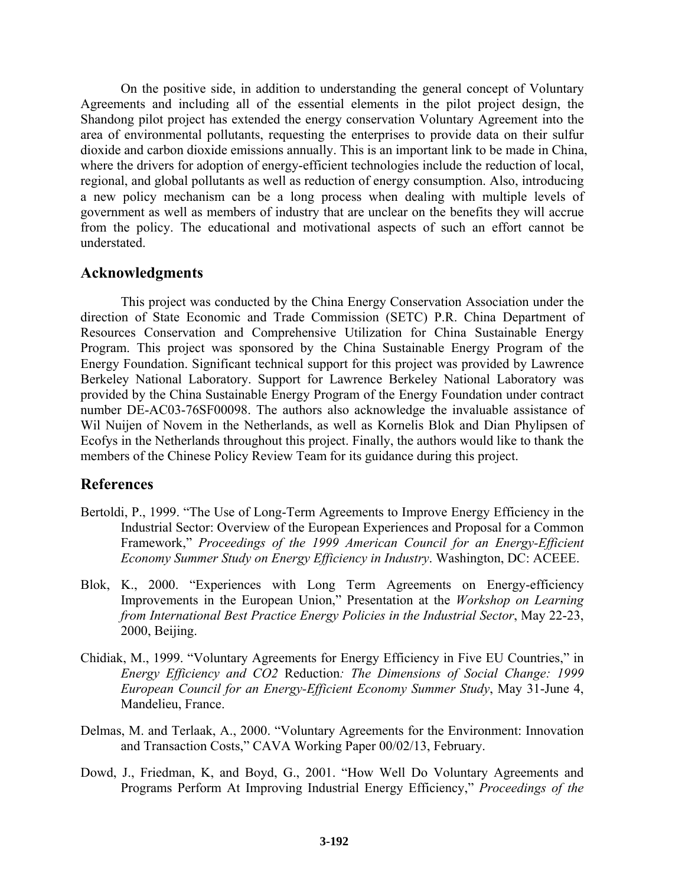On the positive side, in addition to understanding the general concept of Voluntary Agreements and including all of the essential elements in the pilot project design, the Shandong pilot project has extended the energy conservation Voluntary Agreement into the area of environmental pollutants, requesting the enterprises to provide data on their sulfur dioxide and carbon dioxide emissions annually. This is an important link to be made in China, where the drivers for adoption of energy-efficient technologies include the reduction of local, regional, and global pollutants as well as reduction of energy consumption. Also, introducing a new policy mechanism can be a long process when dealing with multiple levels of government as well as members of industry that are unclear on the benefits they will accrue from the policy. The educational and motivational aspects of such an effort cannot be understated.

## Acknowledgments

This project was conducted by the China Energy Conservation Association under the direction of State Economic and Trade Commission (SETC) P.R. China Department of Resources Conservation and Comprehensive Utilization for China Sustainable Energy Program. This project was sponsored by the China Sustainable Energy Program of the Energy Foundation. Significant technical support for this project was provided by Lawrence Berkeley National Laboratory. Support for Lawrence Berkeley National Laboratory was provided by the China Sustainable Energy Program of the Energy Foundation under contract number DE-AC03-76SF00098. The authors also acknowledge the invaluable assistance of Wil Nuijen of Novem in the Netherlands, as well as Kornelis Blok and Dian Phylipsen of Ecofys in the Netherlands throughout this project. Finally, the authors would like to thank the members of the Chinese Policy Review Team for its guidance during this project.

## References

Bertoldi, P., 1999. "The Use of Long-Term Agreements to Improve Energy Efficiency in the Industrial Sector: Overview of the European Experiences and Proposal for a Common Framework," *Proceedings of the 1999 American Council for an Energy-Efficient Economy Summer Study on Energy Efficiency in Industry*. Washington, DC: ACEEE.

Blok, K., 2000. "Experiences with Long Term Agreements on Energy-efficiency Improvements in the European Union," Presentation at the *Workshop on Learning from International Best Practice Energy Policies in the Industrial Sector*, May 22-23, 2000, Beijing.

Chidiak, M., 1999. "Voluntary Agreements for Energy Efficiency in Five EU Countries," in *Energy Efficiency and CO2* Reduction*: The Dimensions of Social Change: 1999 European Council for an Energy-Efficient Economy Summer Study*, May 31-June 4, Mandelieu, France.

Delmas, M. and Terlaak, A., 2000. "Voluntary Agreements for the Environment: Innovation and Transaction Costs," CAVA Working Paper 00/02/13, February.

Dowd, J., Friedman, K, and Boyd, G., 2001. "How Well Do Voluntary Agreements and Programs Perform At Improving Industrial Energy Efficiency," *Proceedings of the*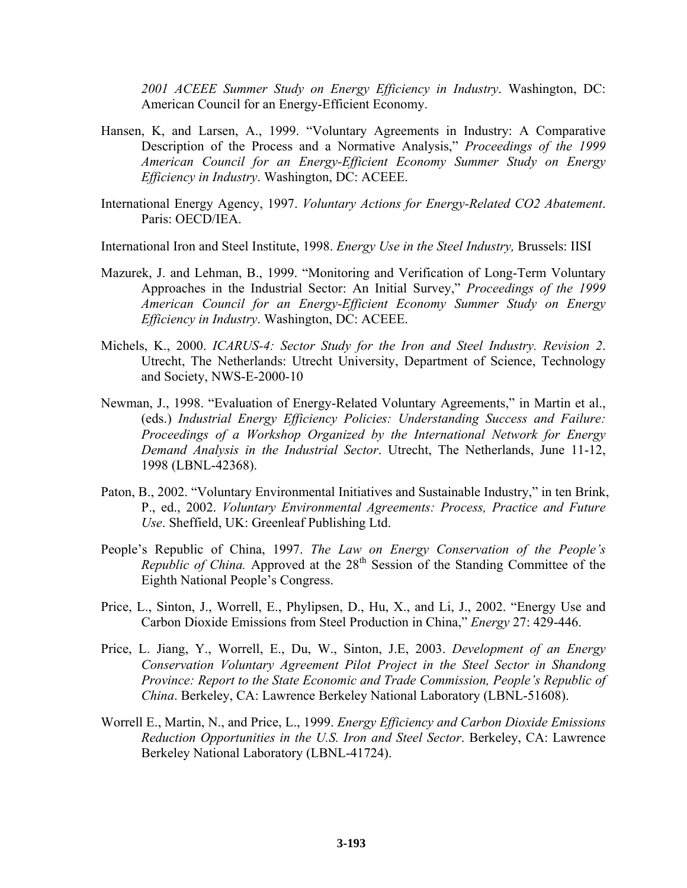*2001 ACEEE Summer Study on Energy Efficiency in Industry*. Washington, DC: American Council for an Energy-Efficient Economy.

Hansen, K, and Larsen, A., 1999. "Voluntary Agreements in Industry: A Comparative Description of the Process and a Normative Analysis," *Proceedings of the 1999 American Council for an Energy-Efficient Economy Summer Study on Energy Efficiency in Industry*. Washington, DC: ACEEE.

International Energy Agency, 1997. *Voluntary Actions for Energy-Related CO2 Abatement*. Paris: OECD/IEA.

International Iron and Steel Institute, 1998. *Energy Use in the Steel Industry,* Brussels: IISI

Mazurek, J. and Lehman, B., 1999. "Monitoring and Verification of Long-Term Voluntary Approaches in the Industrial Sector: An Initial Survey," *Proceedings of the 1999 American Council for an Energy-Efficient Economy Summer Study on Energy Efficiency in Industry*. Washington, DC: ACEEE.

Michels, K., 2000. *ICARUS-4: Sector Study for the Iron and Steel Industry. Revision 2*. Utrecht, The Netherlands: Utrecht University, Department of Science, Technology and Society, NWS-E-2000-10

Newman, J., 1998. "Evaluation of Energy-Related Voluntary Agreements," in Martin et al., (eds.) *Industrial Energy Efficiency Policies: Understanding Success and Failure: Proceedings of a Workshop Organized by the International Network for Energy Demand Analysis in the Industrial Sector*. Utrecht, The Netherlands, June 11-12, 1998 (LBNL-42368).

Paton, B., 2002. "Voluntary Environmental Initiatives and Sustainable Industry," in ten Brink, P., ed., 2002. *Voluntary Environmental Agreements: Process, Practice and Future Use*. Sheffield, UK: Greenleaf Publishing Ltd.

People's Republic of China, 1997. *The Law on Energy Conservation of the People's Republic of China.* Approved at the 28th Session of the Standing Committee of the Eighth National People's Congress.

Price, L., Sinton, J., Worrell, E., Phylipsen, D., Hu, X., and Li, J., 2002. "Energy Use and Carbon Dioxide Emissions from Steel Production in China," *Energy* 27: 429-446.

Price, L. Jiang, Y., Worrell, E., Du, W., Sinton, J.E, 2003. *Development of an Energy Conservation Voluntary Agreement Pilot Project in the Steel Sector in Shandong Province: Report to the State Economic and Trade Commission, People's Republic of China*. Berkeley, CA: Lawrence Berkeley National Laboratory (LBNL-51608).

Worrell E., Martin, N., and Price, L., 1999. *Energy Efficiency and Carbon Dioxide Emissions Reduction Opportunities in the U.S. Iron and Steel Sector*. Berkeley, CA: Lawrence Berkeley National Laboratory (LBNL-41724).